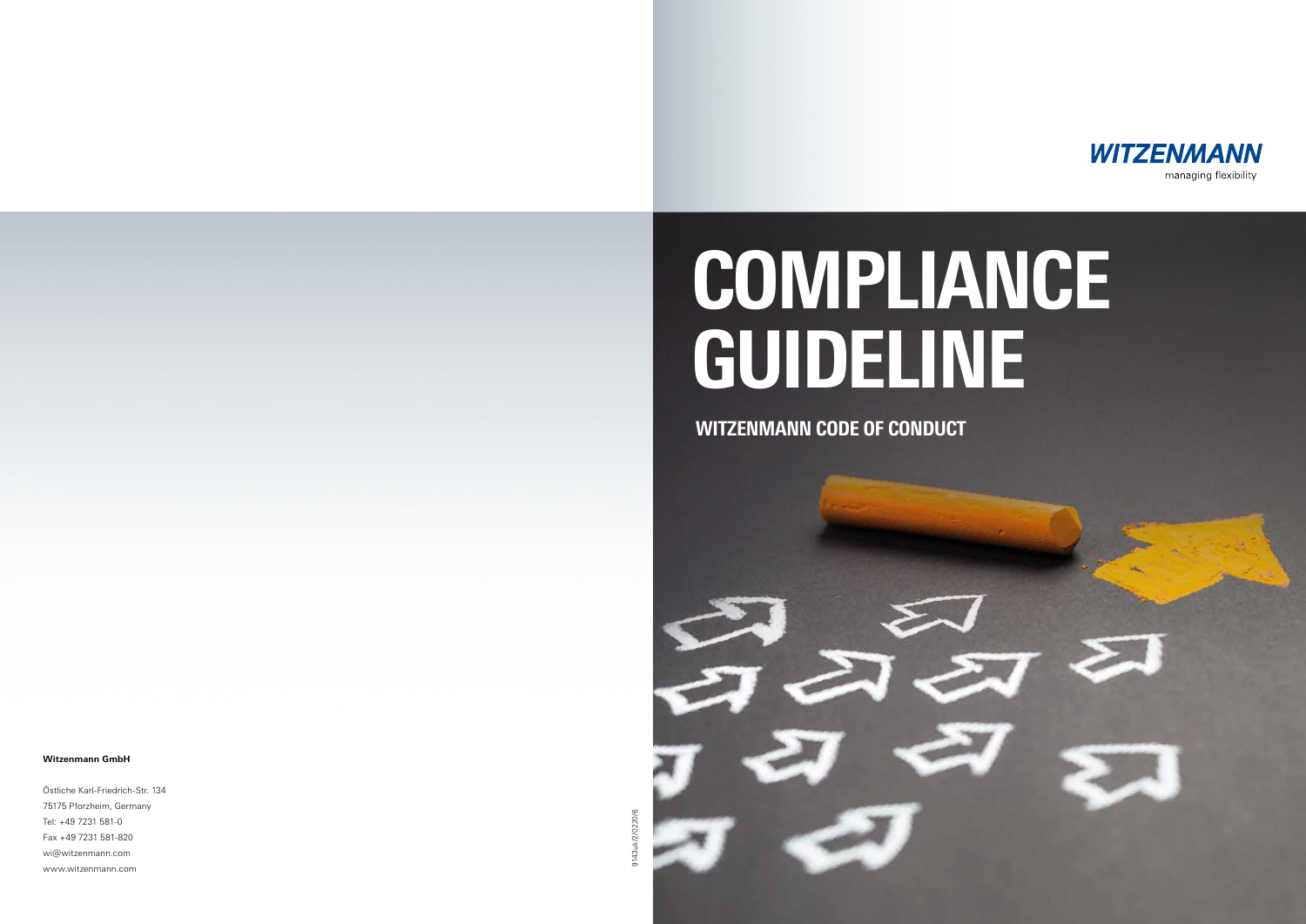**WITZENMANN**

managing flexibility

# COMPLIANCE GUIDELINE

## WITZENMANN CODE OF CONDUCT

**Witzenmann GmbH**

Östliche Karl-Friedrich-Str. 134
75175 Pforzheim, Germany
Tel: +49 7231 581-0
Fax +49 7231 581-820
wi@witzenmann.com
www.witzenmann.com

9143uk/2/0220/6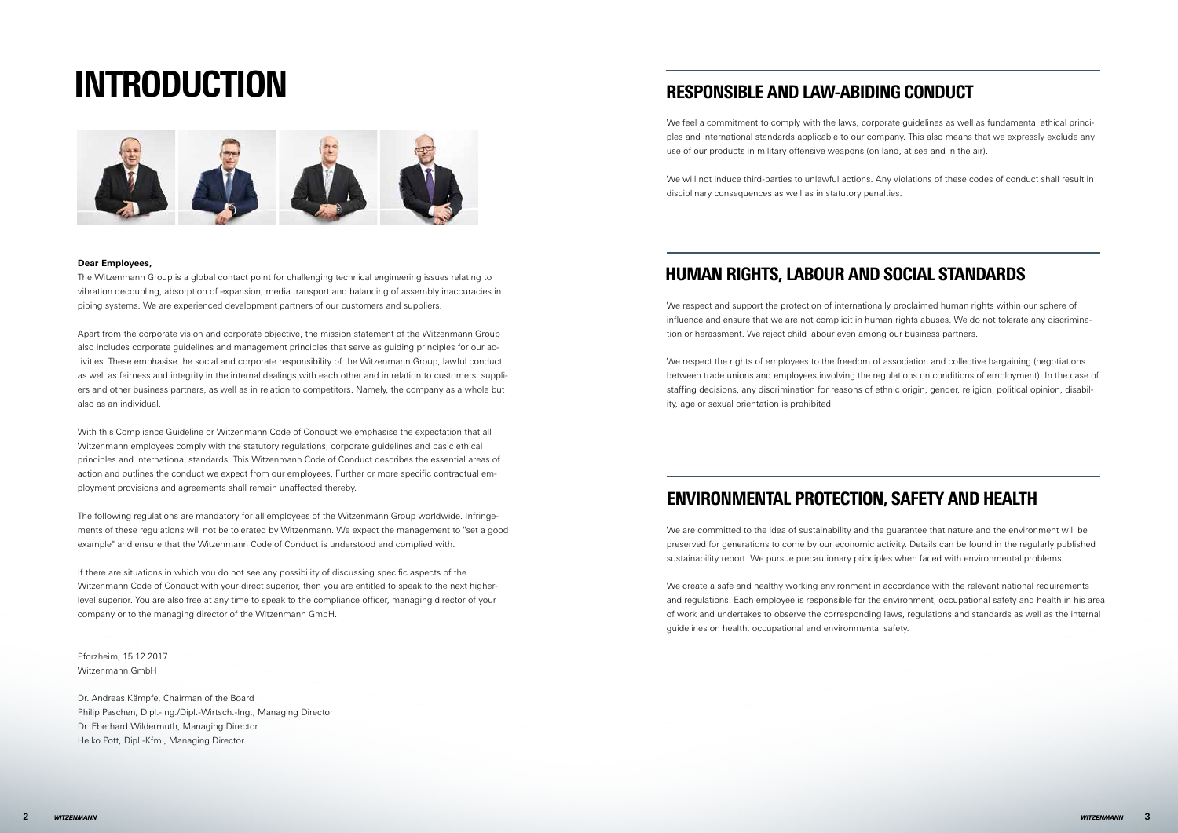# INTRODUCTION

**Dear Employees,**

The Witzenmann Group is a global contact point for challenging technical engineering issues relating to vibration decoupling, absorption of expansion, media transport and balancing of assembly inaccuracies in piping systems. We are experienced development partners of our customers and suppliers.

Apart from the corporate vision and corporate objective, the mission statement of the Witzenmann Group also includes corporate guidelines and management principles that serve as guiding principles for our activities. These emphasise the social and corporate responsibility of the Witzenmann Group, lawful conduct as well as fairness and integrity in the internal dealings with each other and in relation to customers, suppliers and other business partners, as well as in relation to competitors. Namely, the company as a whole but also as an individual.

With this Compliance Guideline or Witzenmann Code of Conduct we emphasise the expectation that all Witzenmann employees comply with the statutory regulations, corporate guidelines and basic ethical principles and international standards. This Witzenmann Code of Conduct describes the essential areas of action and outlines the conduct we expect from our employees. Further or more specific contractual employment provisions and agreements shall remain unaffected thereby.

The following regulations are mandatory for all employees of the Witzenmann Group worldwide. Infringements of these regulations will not be tolerated by Witzenmann. We expect the management to "set a good example" and ensure that the Witzenmann Code of Conduct is understood and complied with.

If there are situations in which you do not see any possibility of discussing specific aspects of the Witzenmann Code of Conduct with your direct superior, then you are entitled to speak to the next higher-level superior. You are also free at any time to speak to the compliance officer, managing director of your company or to the managing director of the Witzenmann GmbH.

Pforzheim, 15.12.2017
Witzenmann GmbH

Dr. Andreas Kämpfe, Chairman of the Board
Philip Paschen, Dipl.-Ing./Dipl.-Wirtsch.-Ing., Managing Director
Dr. Eberhard Wildermuth, Managing Director
Heiko Pott, Dipl.-Kfm., Managing Director

## RESPONSIBLE AND LAW-ABIDING CONDUCT

We feel a commitment to comply with the laws, corporate guidelines as well as fundamental ethical principles and international standards applicable to our company. This also means that we expressly exclude any use of our products in military offensive weapons (on land, at sea and in the air).

We will not induce third-parties to unlawful actions. Any violations of these codes of conduct shall result in disciplinary consequences as well as in statutory penalties.

## HUMAN RIGHTS, LABOUR AND SOCIAL STANDARDS

We respect and support the protection of internationally proclaimed human rights within our sphere of influence and ensure that we are not complicit in human rights abuses. We do not tolerate any discrimination or harassment. We reject child labour even among our business partners.

We respect the rights of employees to the freedom of association and collective bargaining (negotiations between trade unions and employees involving the regulations on conditions of employment). In the case of staffing decisions, any discrimination for reasons of ethnic origin, gender, religion, political opinion, disability, age or sexual orientation is prohibited.

## ENVIRONMENTAL PROTECTION, SAFETY AND HEALTH

We are committed to the idea of sustainability and the guarantee that nature and the environment will be preserved for generations to come by our economic activity. Details can be found in the regularly published sustainability report. We pursue precautionary principles when faced with environmental problems.

We create a safe and healthy working environment in accordance with the relevant national requirements and regulations. Each employee is responsible for the environment, occupational safety and health in his area of work and undertakes to observe the corresponding laws, regulations and standards as well as the internal guidelines on health, occupational and environmental safety.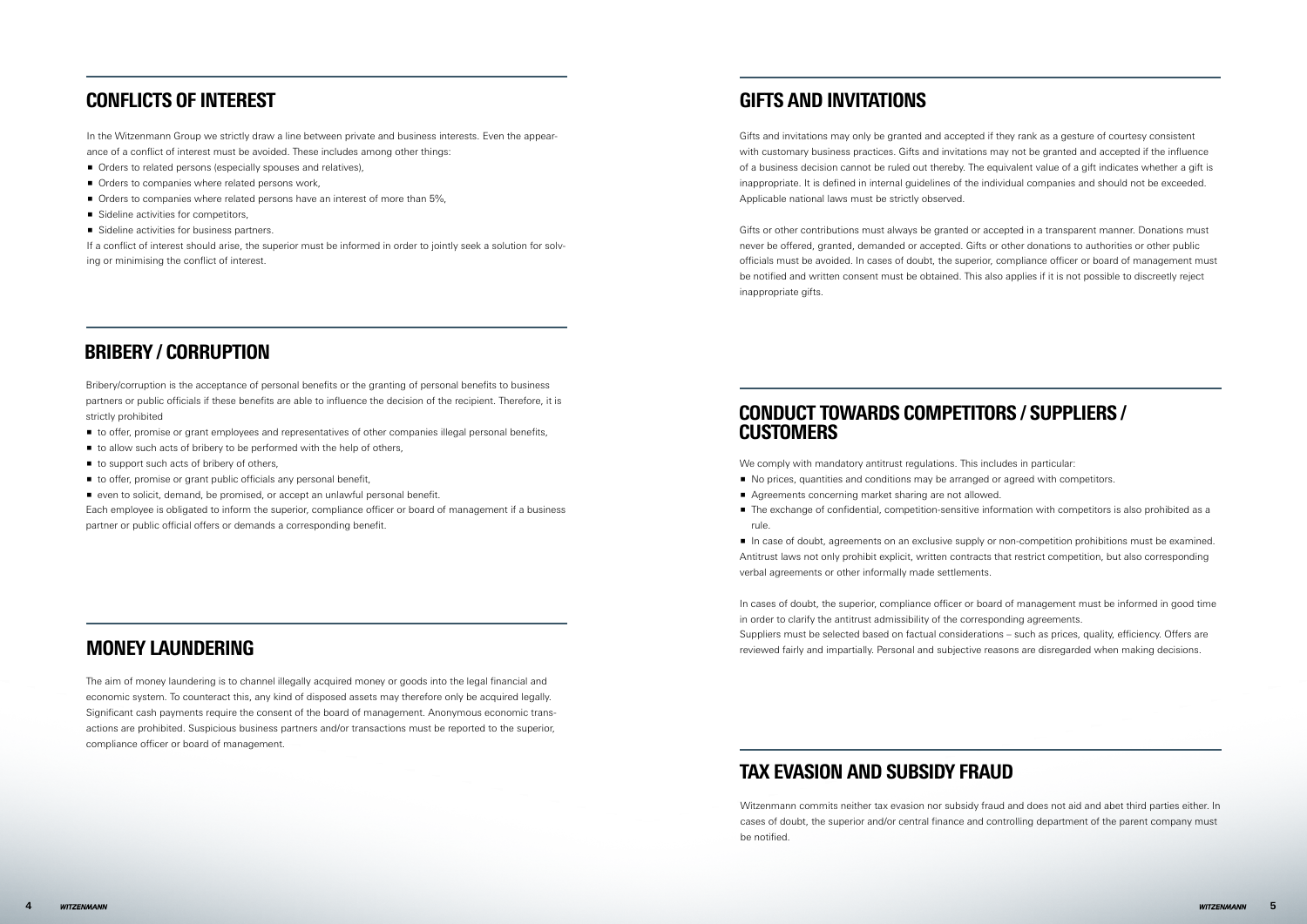## CONFLICTS OF INTEREST

In the Witzenmann Group we strictly draw a line between private and business interests. Even the appearance of a conflict of interest must be avoided. These includes among other things:

- Orders to related persons (especially spouses and relatives),
- Orders to companies where related persons work,
- Orders to companies where related persons have an interest of more than 5%,
- Sideline activities for competitors,
- Sideline activities for business partners.

If a conflict of interest should arise, the superior must be informed in order to jointly seek a solution for solving or minimising the conflict of interest.

## BRIBERY / CORRUPTION

Bribery/corruption is the acceptance of personal benefits or the granting of personal benefits to business partners or public officials if these benefits are able to influence the decision of the recipient. Therefore, it is strictly prohibited

- to offer, promise or grant employees and representatives of other companies illegal personal benefits,
- to allow such acts of bribery to be performed with the help of others,
- to support such acts of bribery of others,
- to offer, promise or grant public officials any personal benefit,
- even to solicit, demand, be promised, or accept an unlawful personal benefit.

Each employee is obligated to inform the superior, compliance officer or board of management if a business partner or public official offers or demands a corresponding benefit.

## MONEY LAUNDERING

The aim of money laundering is to channel illegally acquired money or goods into the legal financial and economic system. To counteract this, any kind of disposed assets may therefore only be acquired legally. Significant cash payments require the consent of the board of management. Anonymous economic transactions are prohibited. Suspicious business partners and/or transactions must be reported to the superior, compliance officer or board of management.

## GIFTS AND INVITATIONS

Gifts and invitations may only be granted and accepted if they rank as a gesture of courtesy consistent with customary business practices. Gifts and invitations may not be granted and accepted if the influence of a business decision cannot be ruled out thereby. The equivalent value of a gift indicates whether a gift is inappropriate. It is defined in internal guidelines of the individual companies and should not be exceeded. Applicable national laws must be strictly observed.

Gifts or other contributions must always be granted or accepted in a transparent manner. Donations must never be offered, granted, demanded or accepted. Gifts or other donations to authorities or other public officials must be avoided. In cases of doubt, the superior, compliance officer or board of management must be notified and written consent must be obtained. This also applies if it is not possible to discreetly reject inappropriate gifts.

## CONDUCT TOWARDS COMPETITORS / SUPPLIERS / CUSTOMERS

We comply with mandatory antitrust regulations. This includes in particular:

- No prices, quantities and conditions may be arranged or agreed with competitors.
- Agreements concerning market sharing are not allowed.
- The exchange of confidential, competition-sensitive information with competitors is also prohibited as a rule.
- In case of doubt, agreements on an exclusive supply or non-competition prohibitions must be examined.

Antitrust laws not only prohibit explicit, written contracts that restrict competition, but also corresponding verbal agreements or other informally made settlements.

In cases of doubt, the superior, compliance officer or board of management must be informed in good time in order to clarify the antitrust admissibility of the corresponding agreements.
Suppliers must be selected based on factual considerations – such as prices, quality, efficiency. Offers are reviewed fairly and impartially. Personal and subjective reasons are disregarded when making decisions.

## TAX EVASION AND SUBSIDY FRAUD

Witzenmann commits neither tax evasion nor subsidy fraud and does not aid and abet third parties either. In cases of doubt, the superior and/or central finance and controlling department of the parent company must be notified.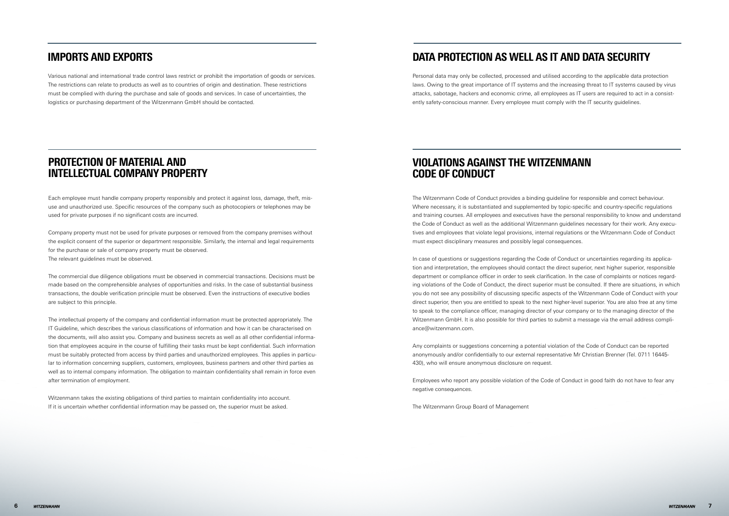## IMPORTS AND EXPORTS

Various national and international trade control laws restrict or prohibit the importation of goods or services. The restrictions can relate to products as well as to countries of origin and destination. These restrictions must be complied with during the purchase and sale of goods and services. In case of uncertainties, the logistics or purchasing department of the Witzenmann GmbH should be contacted.

## PROTECTION OF MATERIAL AND INTELLECTUAL COMPANY PROPERTY

Each employee must handle company property responsibly and protect it against loss, damage, theft, misuse and unauthorized use. Specific resources of the company such as photocopiers or telephones may be used for private purposes if no significant costs are incurred.

Company property must not be used for private purposes or removed from the company premises without the explicit consent of the superior or department responsible. Similarly, the internal and legal requirements for the purchase or sale of company property must be observed.
The relevant guidelines must be observed.

The commercial due diligence obligations must be observed in commercial transactions. Decisions must be made based on the comprehensible analyses of opportunities and risks. In the case of substantial business transactions, the double verification principle must be observed. Even the instructions of executive bodies are subject to this principle.

The intellectual property of the company and confidential information must be protected appropriately. The IT Guideline, which describes the various classifications of information and how it can be characterised on the documents, will also assist you. Company and business secrets as well as all other confidential information that employees acquire in the course of fulfilling their tasks must be kept confidential. Such information must be suitably protected from access by third parties and unauthorized employees. This applies in particular to information concerning suppliers, customers, employees, business partners and other third parties as well as to internal company information. The obligation to maintain confidentiality shall remain in force even after termination of employment.

Witzenmann takes the existing obligations of third parties to maintain confidentiality into account.
If it is uncertain whether confidential information may be passed on, the superior must be asked.

## DATA PROTECTION AS WELL AS IT AND DATA SECURITY

Personal data may only be collected, processed and utilised according to the applicable data protection laws. Owing to the great importance of IT systems and the increasing threat to IT systems caused by virus attacks, sabotage, hackers and economic crime, all employees as IT users are required to act in a consistently safety-conscious manner. Every employee must comply with the IT security guidelines.

## VIOLATIONS AGAINST THE WITZENMANN CODE OF CONDUCT

The Witzenmann Code of Conduct provides a binding guideline for responsible and correct behaviour. Where necessary, it is substantiated and supplemented by topic-specific and country-specific regulations and training courses. All employees and executives have the personal responsibility to know and understand the Code of Conduct as well as the additional Witzenmann guidelines necessary for their work. Any executives and employees that violate legal provisions, internal regulations or the Witzenmann Code of Conduct must expect disciplinary measures and possibly legal consequences.

In case of questions or suggestions regarding the Code of Conduct or uncertainties regarding its application and interpretation, the employees should contact the direct superior, next higher superior, responsible department or compliance officer in order to seek clarification. In the case of complaints or notices regarding violations of the Code of Conduct, the direct superior must be consulted. If there are situations, in which you do not see any possibility of discussing specific aspects of the Witzenmann Code of Conduct with your direct superior, then you are entitled to speak to the next higher-level superior. You are also free at any time to speak to the compliance officer, managing director of your company or to the managing director of the Witzenmann GmbH. It is also possible for third parties to submit a message via the email address compliance@witzenmann.com.

Any complaints or suggestions concerning a potential violation of the Code of Conduct can be reported anonymously and/or confidentially to our external representative Mr Christian Brenner (Tel. 0711 16445-430), who will ensure anonymous disclosure on request.

Employees who report any possible violation of the Code of Conduct in good faith do not have to fear any negative consequences.

The Witzenmann Group Board of Management